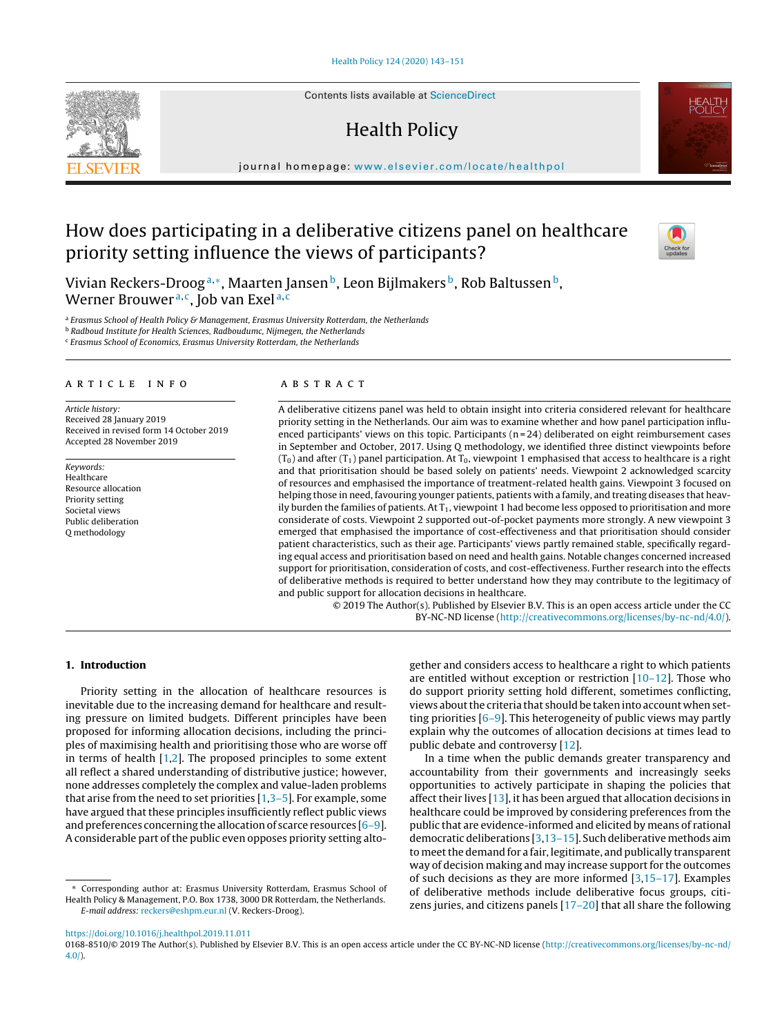# How does participating in a deliberative citizens panel on healthcare priority setting influence the views of participants?

Vivian Reckers-Droog[a,*], Maarten Jansen[b], Leon Bijlmakers[b], Rob Baltussen[b], Werner Brouwer[a,c], Job van Exel[a,c]

[a] *Erasmus School of Health Policy & Management, Erasmus University Rotterdam, the Netherlands*
[b] *Radboud Institute for Health Sciences, Radboudumc, Nijmegen, the Netherlands*
[c] *Erasmus School of Economics, Erasmus University Rotterdam, the Netherlands*

## ARTICLE INFO

*Article history:*
Received 28 January 2019
Received in revised form 14 October 2019
Accepted 28 November 2019

*Keywords:*
Healthcare
Resource allocation
Priority setting
Societal views
Public deliberation
Q methodology

## ABSTRACT

A deliberative citizens panel was held to obtain insight into criteria considered relevant for healthcare priority setting in the Netherlands. Our aim was to examine whether and how panel participation influenced participants' views on this topic. Participants (n = 24) deliberated on eight reimbursement cases in September and October, 2017. Using Q methodology, we identified three distinct viewpoints before ($T_0$) and after ($T_1$) panel participation. At $T_0$, viewpoint 1 emphasised that access to healthcare is a right and that prioritisation should be based solely on patients' needs. Viewpoint 2 acknowledged scarcity of resources and emphasised the importance of treatment-related health gains. Viewpoint 3 focused on helping those in need, favouring younger patients, patients with a family, and treating diseases that heavily burden the families of patients. At $T_1$, viewpoint 1 had become less opposed to prioritisation and more considerate of costs. Viewpoint 2 supported out-of-pocket payments more strongly. A new viewpoint 3 emerged that emphasised the importance of cost-effectiveness and that prioritisation should consider patient characteristics, such as their age. Participants' views partly remained stable, specifically regarding equal access and prioritisation based on need and health gains. Notable changes concerned increased support for prioritisation, consideration of costs, and cost-effectiveness. Further research into the effects of deliberative methods is required to better understand how they may contribute to the legitimacy of and public support for allocation decisions in healthcare.

© 2019 The Author(s). Published by Elsevier B.V. This is an open access article under the CC BY-NC-ND license (http://creativecommons.org/licenses/by-nc-nd/4.0/).

## 1. Introduction

Priority setting in the allocation of healthcare resources is inevitable due to the increasing demand for healthcare and resulting pressure on limited budgets. Different principles have been proposed for informing allocation decisions, including the principles of maximising health and prioritising those who are worse off in terms of health [1,2]. The proposed principles to some extent all reflect a shared understanding of distributive justice; however, none addresses completely the complex and value-laden problems that arise from the need to set priorities [1,3–5]. For example, some have argued that these principles insufficiently reflect public views and preferences concerning the allocation of scarce resources [6–9]. A considerable part of the public even opposes priority setting altogether and considers access to healthcare a right to which patients are entitled without exception or restriction [10–12]. Those who do support priority setting hold different, sometimes conflicting, views about the criteria that should be taken into account when setting priorities [6–9]. This heterogeneity of public views may partly explain why the outcomes of allocation decisions at times lead to public debate and controversy [12].

In a time when the public demands greater transparency and accountability from their governments and increasingly seeks opportunities to actively participate in shaping the policies that affect their lives [13], it has been argued that allocation decisions in healthcare could be improved by considering preferences from the public that are evidence-informed and elicited by means of rational democratic deliberations [3,13–15]. Such deliberative methods aim to meet the demand for a fair, legitimate, and publically transparent way of decision making and may increase support for the outcomes of such decisions as they are more informed [3,15–17]. Examples of deliberative methods include deliberative focus groups, citizens juries, and citizens panels [17–20] that all share the following

* Corresponding author at: Erasmus University Rotterdam, Erasmus School of Health Policy & Management, P.O. Box 1738, 3000 DR Rotterdam, the Netherlands.
*E-mail address:* reckers@eshpm.eur.nl (V. Reckers-Droog).

https://doi.org/10.1016/j.healthpol.2019.11.011
0168-8510/© 2019 The Author(s). Published by Elsevier B.V. This is an open access article under the CC BY-NC-ND license (http://creativecommons.org/licenses/by-nc-nd/4.0/).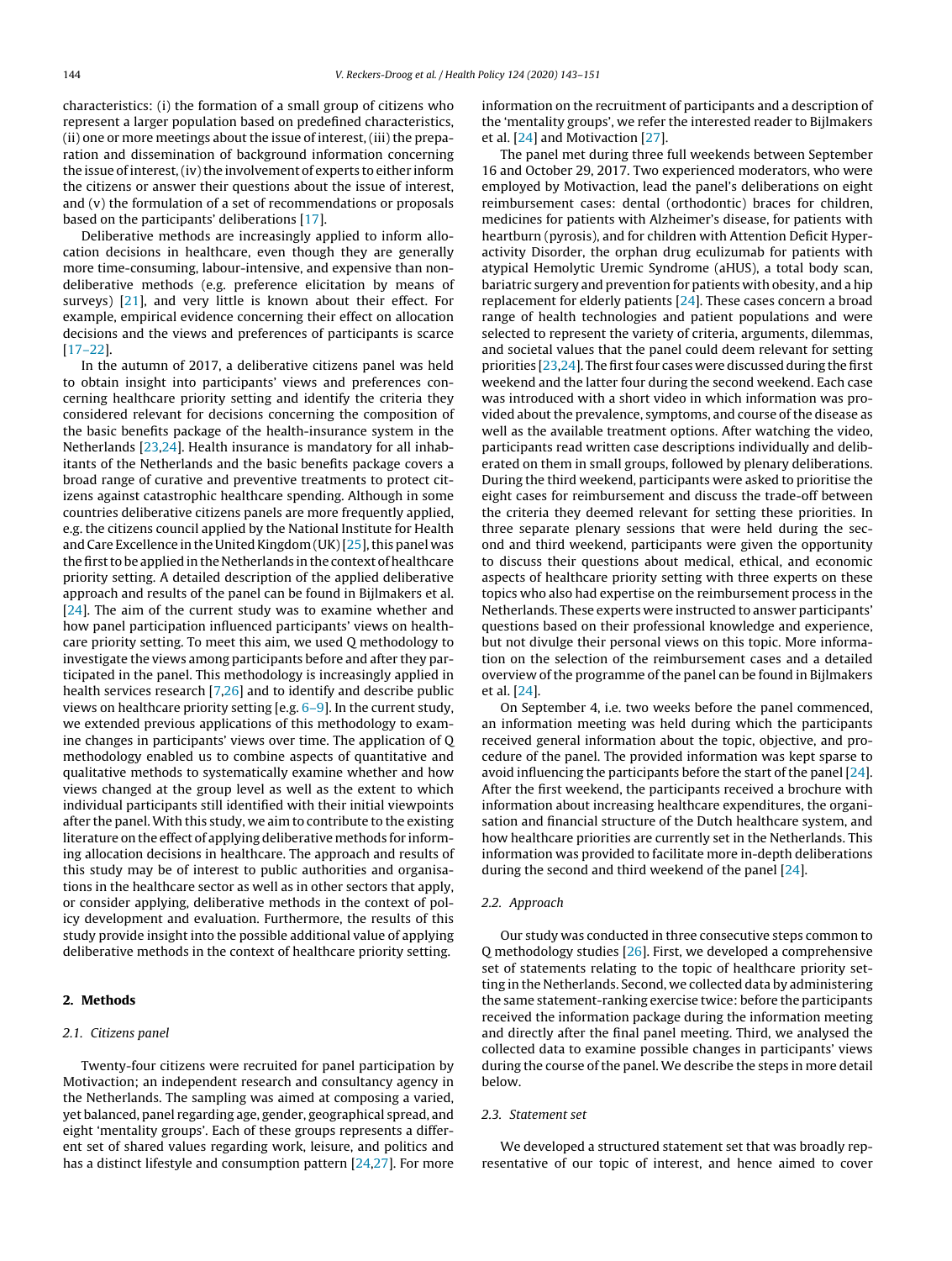characteristics: (i) the formation of a small group of citizens who represent a larger population based on predefined characteristics, (ii) one or more meetings about the issue of interest, (iii) the preparation and dissemination of background information concerning the issue of interest, (iv) the involvement of experts to either inform the citizens or answer their questions about the issue of interest, and (v) the formulation of a set of recommendations or proposals based on the participants' deliberations [17].

Deliberative methods are increasingly applied to inform allocation decisions in healthcare, even though they are generally more time-consuming, labour-intensive, and expensive than non-deliberative methods (e.g. preference elicitation by means of surveys) [21], and very little is known about their effect. For example, empirical evidence concerning their effect on allocation decisions and the views and preferences of participants is scarce [17–22].

In the autumn of 2017, a deliberative citizens panel was held to obtain insight into participants' views and preferences concerning healthcare priority setting and identify the criteria they considered relevant for decisions concerning the composition of the basic benefits package of the health-insurance system in the Netherlands [23,24]. Health insurance is mandatory for all inhabitants of the Netherlands and the basic benefits package covers a broad range of curative and preventive treatments to protect citizens against catastrophic healthcare spending. Although in some countries deliberative citizens panels are more frequently applied, e.g. the citizens council applied by the National Institute for Health and Care Excellence in the United Kingdom (UK) [25], this panel was the first to be applied in the Netherlands in the context of healthcare priority setting. A detailed description of the applied deliberative approach and results of the panel can be found in Bijlmakers et al. [24]. The aim of the current study was to examine whether and how panel participation influenced participants' views on healthcare priority setting. To meet this aim, we used Q methodology to investigate the views among participants before and after they participated in the panel. This methodology is increasingly applied in health services research [7,26] and to identify and describe public views on healthcare priority setting [e.g. 6–9]. In the current study, we extended previous applications of this methodology to examine changes in participants' views over time. The application of Q methodology enabled us to combine aspects of quantitative and qualitative methods to systematically examine whether and how views changed at the group level as well as the extent to which individual participants still identified with their initial viewpoints after the panel. With this study, we aim to contribute to the existing literature on the effect of applying deliberative methods for informing allocation decisions in healthcare. The approach and results of this study may be of interest to public authorities and organisations in the healthcare sector as well as in other sectors that apply, or consider applying, deliberative methods in the context of policy development and evaluation. Furthermore, the results of this study provide insight into the possible additional value of applying deliberative methods in the context of healthcare priority setting.

## 2. Methods

### 2.1. Citizens panel

Twenty-four citizens were recruited for panel participation by Motivaction; an independent research and consultancy agency in the Netherlands. The sampling was aimed at composing a varied, yet balanced, panel regarding age, gender, geographical spread, and eight 'mentality groups'. Each of these groups represents a different set of shared values regarding work, leisure, and politics and has a distinct lifestyle and consumption pattern [24,27]. For more information on the recruitment of participants and a description of the 'mentality groups', we refer the interested reader to Bijlmakers et al. [24] and Motivaction [27].

The panel met during three full weekends between September 16 and October 29, 2017. Two experienced moderators, who were employed by Motivaction, lead the panel's deliberations on eight reimbursement cases: dental (orthodontic) braces for children, medicines for patients with Alzheimer's disease, for patients with heartburn (pyrosis), and for children with Attention Deficit Hyperactivity Disorder, the orphan drug eculizumab for patients with atypical Hemolytic Uremic Syndrome (aHUS), a total body scan, bariatric surgery and prevention for patients with obesity, and a hip replacement for elderly patients [24]. These cases concern a broad range of health technologies and patient populations and were selected to represent the variety of criteria, arguments, dilemmas, and societal values that the panel could deem relevant for setting priorities [23,24]. The first four cases were discussed during the first weekend and the latter four during the second weekend. Each case was introduced with a short video in which information was provided about the prevalence, symptoms, and course of the disease as well as the available treatment options. After watching the video, participants read written case descriptions individually and deliberated on them in small groups, followed by plenary deliberations. During the third weekend, participants were asked to prioritise the eight cases for reimbursement and discuss the trade-off between the criteria they deemed relevant for setting these priorities. In three separate plenary sessions that were held during the second and third weekend, participants were given the opportunity to discuss their questions about medical, ethical, and economic aspects of healthcare priority setting with three experts on these topics who also had expertise on the reimbursement process in the Netherlands. These experts were instructed to answer participants' questions based on their professional knowledge and experience, but not divulge their personal views on this topic. More information on the selection of the reimbursement cases and a detailed overview of the programme of the panel can be found in Bijlmakers et al. [24].

On September 4, i.e. two weeks before the panel commenced, an information meeting was held during which the participants received general information about the topic, objective, and procedure of the panel. The provided information was kept sparse to avoid influencing the participants before the start of the panel [24]. After the first weekend, the participants received a brochure with information about increasing healthcare expenditures, the organisation and financial structure of the Dutch healthcare system, and how healthcare priorities are currently set in the Netherlands. This information was provided to facilitate more in-depth deliberations during the second and third weekend of the panel [24].

### 2.2. Approach

Our study was conducted in three consecutive steps common to Q methodology studies [26]. First, we developed a comprehensive set of statements relating to the topic of healthcare priority setting in the Netherlands. Second, we collected data by administering the same statement-ranking exercise twice: before the participants received the information package during the information meeting and directly after the final panel meeting. Third, we analysed the collected data to examine possible changes in participants' views during the course of the panel. We describe the steps in more detail below.

### 2.3. Statement set

We developed a structured statement set that was broadly representative of our topic of interest, and hence aimed to cover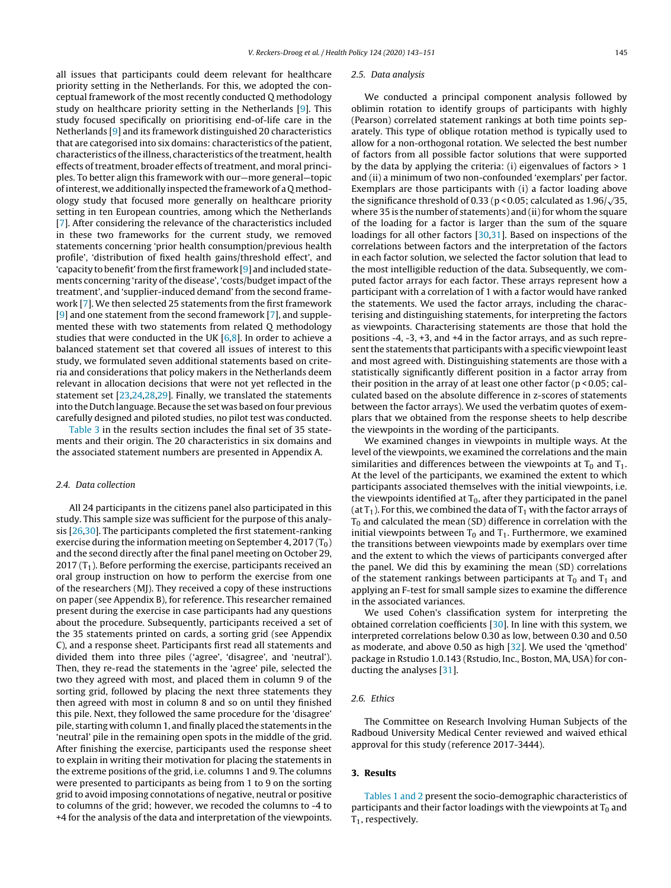all issues that participants could deem relevant for healthcare priority setting in the Netherlands. For this, we adopted the conceptual framework of the most recently conducted Q methodology study on healthcare priority setting in the Netherlands [9]. This study focused specifically on prioritising end-of-life care in the Netherlands [9] and its framework distinguished 20 characteristics that are categorised into six domains: characteristics of the patient, characteristics of the illness, characteristics of the treatment, health effects of treatment, broader effects of treatment, and moral principles. To better align this framework with our—more general—topic of interest, we additionally inspected the framework of a Q methodology study that focused more generally on healthcare priority setting in ten European countries, among which the Netherlands [7]. After considering the relevance of the characteristics included in these two frameworks for the current study, we removed statements concerning 'prior health consumption/previous health profile', 'distribution of fixed health gains/threshold effect', and 'capacity to benefit' from the first framework [9] and included statements concerning 'rarity of the disease', 'costs/budget impact of the treatment', and 'supplier-induced demand' from the second framework [7]. We then selected 25 statements from the first framework [9] and one statement from the second framework [7], and supplemented these with two statements from related Q methodology studies that were conducted in the UK [6,8]. In order to achieve a balanced statement set that covered all issues of interest to this study, we formulated seven additional statements based on criteria and considerations that policy makers in the Netherlands deem relevant in allocation decisions that were not yet reflected in the statement set [23,24,28,29]. Finally, we translated the statements into the Dutch language. Because the set was based on four previous carefully designed and piloted studies, no pilot test was conducted.

Table 3 in the results section includes the final set of 35 statements and their origin. The 20 characteristics in six domains and the associated statement numbers are presented in Appendix A.

### 2.4. Data collection

All 24 participants in the citizens panel also participated in this study. This sample size was sufficient for the purpose of this analysis [26,30]. The participants completed the first statement-ranking exercise during the information meeting on September 4, 2017 ($T_0$) and the second directly after the final panel meeting on October 29, 2017 ($T_1$). Before performing the exercise, participants received an oral group instruction on how to perform the exercise from one of the researchers (MJ). They received a copy of these instructions on paper (see Appendix B), for reference. This researcher remained present during the exercise in case participants had any questions about the procedure. Subsequently, participants received a set of the 35 statements printed on cards, a sorting grid (see Appendix C), and a response sheet. Participants first read all statements and divided them into three piles ('agree', 'disagree', and 'neutral'). Then, they re-read the statements in the 'agree' pile, selected the two they agreed with most, and placed them in column 9 of the sorting grid, followed by placing the next three statements they then agreed with most in column 8 and so on until they finished this pile. Next, they followed the same procedure for the 'disagree' pile, starting with column 1, and finally placed the statements in the 'neutral' pile in the remaining open spots in the middle of the grid. After finishing the exercise, participants used the response sheet to explain in writing their motivation for placing the statements in the extreme positions of the grid, i.e. columns 1 and 9. The columns were presented to participants as being from 1 to 9 on the sorting grid to avoid imposing connotations of negative, neutral or positive to columns of the grid; however, we recoded the columns to -4 to +4 for the analysis of the data and interpretation of the viewpoints.

### 2.5. Data analysis

We conducted a principal component analysis followed by oblimin rotation to identify groups of participants with highly (Pearson) correlated statement rankings at both time points separately. This type of oblique rotation method is typically used to allow for a non-orthogonal rotation. We selected the best number of factors from all possible factor solutions that were supported by the data by applying the criteria: (i) eigenvalues of factors > 1 and (ii) a minimum of two non-confounded 'exemplars' per factor. Exemplars are those participants with (i) a factor loading above the significance threshold of 0.33 ($p < 0.05$; calculated as $1.96/\sqrt{35}$, where 35 is the number of statements) and (ii) for whom the square of the loading for a factor is larger than the sum of the square loadings for all other factors [30,31]. Based on inspections of the correlations between factors and the interpretation of the factors in each factor solution, we selected the factor solution that lead to the most intelligible reduction of the data. Subsequently, we computed factor arrays for each factor. These arrays represent how a participant with a correlation of 1 with a factor would have ranked the statements. We used the factor arrays, including the characterising and distinguishing statements, for interpreting the factors as viewpoints. Characterising statements are those that hold the positions -4, -3, +3, and +4 in the factor arrays, and as such represent the statements that participants with a specific viewpoint least and most agreed with. Distinguishing statements are those with a statistically significantly different position in a factor array from their position in the array of at least one other factor ($p < 0.05$; calculated based on the absolute difference in z-scores of statements between the factor arrays). We used the verbatim quotes of exemplars that we obtained from the response sheets to help describe the viewpoints in the wording of the participants.

We examined changes in viewpoints in multiple ways. At the level of the viewpoints, we examined the correlations and the main similarities and differences between the viewpoints at $T_0$ and $T_1$. At the level of the participants, we examined the extent to which participants associated themselves with the initial viewpoints, i.e. the viewpoints identified at $T_0$, after they participated in the panel (at $T_1$). For this, we combined the data of $T_1$ with the factor arrays of $T_0$ and calculated the mean (SD) difference in correlation with the initial viewpoints between $T_0$ and $T_1$. Furthermore, we examined the transitions between viewpoints made by exemplars over time and the extent to which the views of participants converged after the panel. We did this by examining the mean (SD) correlations of the statement rankings between participants at $T_0$ and $T_1$ and applying an F-test for small sample sizes to examine the difference in the associated variances.

We used Cohen's classification system for interpreting the obtained correlation coefficients [30]. In line with this system, we interpreted correlations below 0.30 as low, between 0.30 and 0.50 as moderate, and above 0.50 as high [32]. We used the 'qmethod' package in Rstudio 1.0.143 (Rstudio, Inc., Boston, MA, USA) for conducting the analyses [31].

### 2.6. Ethics

The Committee on Research Involving Human Subjects of the Radboud University Medical Center reviewed and waived ethical approval for this study (reference 2017-3444).

## 3. Results

Tables 1 and 2 present the socio-demographic characteristics of participants and their factor loadings with the viewpoints at $T_0$ and $T_1$, respectively.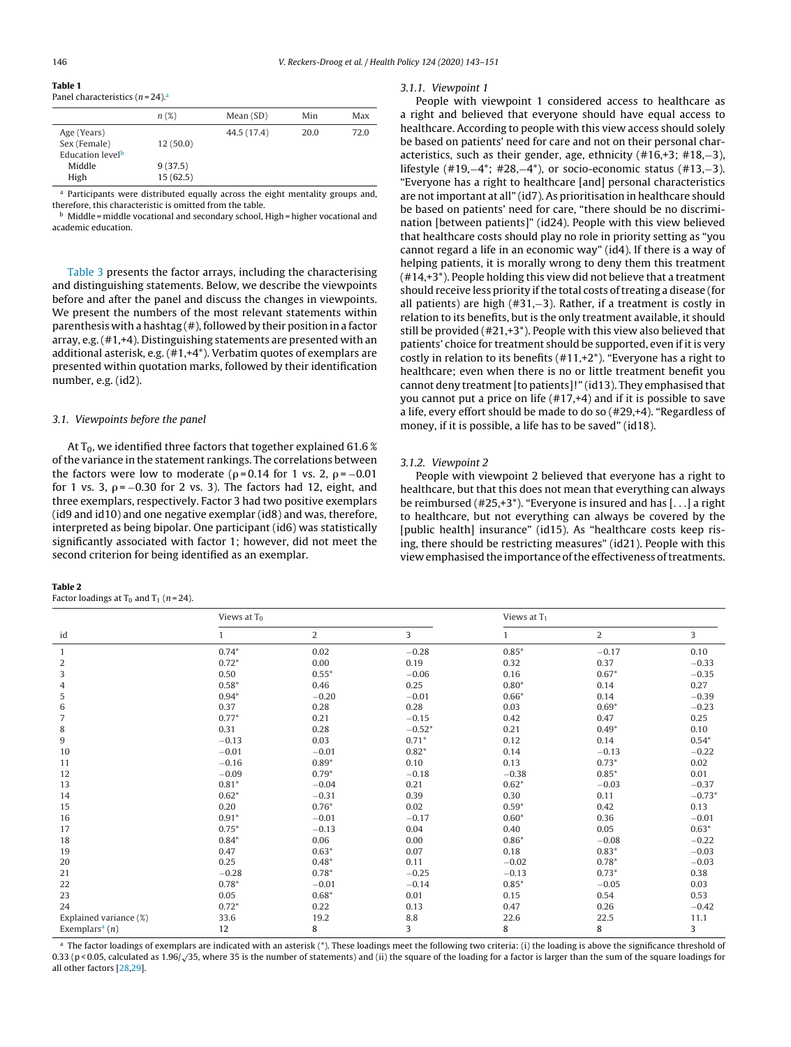**Table 1**
Panel characteristics ($n = 24$).[a]

| | n (%) | Mean (SD) | Min | Max |
|---|---|---|---|---|
| Age (Years) | | 44.5 (17.4) | 20.0 | 72.0 |
| Sex (Female) | 12 (50.0) | | | |
| Education level[b] | | | | |
| Middle | 9 (37.5) | | | |
| High | 15 (62.5) | | | |

[a] Participants were distributed equally across the eight mentality groups and, therefore, this characteristic is omitted from the table.
[b] Middle = middle vocational and secondary school, High = higher vocational and academic education.

Table 3 presents the factor arrays, including the characterising and distinguishing statements. Below, we describe the viewpoints before and after the panel and discuss the changes in viewpoints. We present the numbers of the most relevant statements within parenthesis with a hashtag (#), followed by their position in a factor array, e.g. (#1,+4). Distinguishing statements are presented with an additional asterisk, e.g. (#1,+4*). Verbatim quotes of exemplars are presented within quotation marks, followed by their identification number, e.g. (id2).

### 3.1. Viewpoints before the panel

At $T_0$, we identified three factors that together explained 61.6 % of the variance in the statement rankings. The correlations between the factors were low to moderate ($\rho = 0.14$ for 1 vs. 2, $\rho = -0.01$ for 1 vs. 3, $\rho = -0.30$ for 2 vs. 3). The factors had 12, eight, and three exemplars, respectively. Factor 3 had two positive exemplars (id9 and id10) and one negative exemplar (id8) and was, therefore, interpreted as being bipolar. One participant (id6) was statistically significantly associated with factor 1; however, did not meet the second criterion for being identified as an exemplar.

#### 3.1.1. Viewpoint 1

People with viewpoint 1 considered access to healthcare as a right and believed that everyone should have equal access to healthcare. According to people with this view access should solely be based on patients' need for care and not on their personal characteristics, such as their gender, age, ethnicity (#16,+3; #18,−3), lifestyle (#19,−4*; #28,−4*), or socio-economic status (#13,−3). "Everyone has a right to healthcare [and] personal characteristics are not important at all" (id7). As prioritisation in healthcare should be based on patients' need for care, "there should be no discrimination [between patients]" (id24). People with this view believed that healthcare costs should play no role in priority setting as "you cannot regard a life in an economic way" (id4). If there is a way of helping patients, it is morally wrong to deny them this treatment (#14,+3*). People holding this view did not believe that a treatment should receive less priority if the total costs of treating a disease (for all patients) are high (#31,−3). Rather, if a treatment is costly in relation to its benefits, but is the only treatment available, it should still be provided (#21,+3*). People with this view also believed that patients' choice for treatment should be supported, even if it is very costly in relation to its benefits (#11,+2*). "Everyone has a right to healthcare; even when there is no or little treatment benefit you cannot deny treatment [to patients]!" (id13). They emphasised that you cannot put a price on life (#17,+4) and if it is possible to save a life, every effort should be made to do so (#29,+4). "Regardless of money, if it is possible, a life has to be saved" (id18).

#### 3.1.2. Viewpoint 2

People with viewpoint 2 believed that everyone has a right to healthcare, but that this does not mean that everything can always be reimbursed (#25,+3*). "Everyone is insured and has [...] a right to healthcare, but not everything can always be covered by the [public health] insurance" (id15). As "healthcare costs keep rising, there should be restricting measures" (id21). People with this view emphasised the importance of the effectiveness of treatments.

**Table 2**
Factor loadings at $T_0$ and $T_1$ ($n = 24$).

| | Views at $T_0$ | | | Views at $T_1$ | | |
|---|---|---|---|---|---|---|
| id | 1 | 2 | 3 | 1 | 2 | 3 |
| 1 | 0.74* | 0.02 | −0.28 | 0.85* | −0.17 | 0.10 |
| 2 | 0.72* | 0.00 | 0.19 | 0.32 | 0.37 | −0.33 |
| 3 | 0.50 | 0.55* | −0.06 | 0.16 | 0.67* | −0.35 |
| 4 | 0.58* | 0.46 | 0.25 | 0.80* | 0.14 | 0.27 |
| 5 | 0.94* | −0.20 | −0.01 | 0.66* | 0.14 | −0.39 |
| 6 | 0.37 | 0.28 | 0.28 | 0.03 | 0.69* | −0.23 |
| 7 | 0.77* | 0.21 | −0.15 | 0.42 | 0.47 | 0.25 |
| 8 | 0.31 | 0.28 | −0.52* | 0.21 | 0.49* | 0.10 |
| 9 | −0.13 | 0.03 | 0.71* | 0.12 | 0.14 | 0.54* |
| 10 | −0.01 | −0.01 | 0.82* | 0.14 | −0.13 | −0.22 |
| 11 | −0.16 | 0.89* | 0.10 | 0.13 | 0.73* | 0.02 |
| 12 | −0.09 | 0.79* | −0.18 | −0.38 | 0.85* | 0.01 |
| 13 | 0.81* | −0.04 | 0.21 | 0.62* | −0.03 | −0.37 |
| 14 | 0.62* | −0.31 | 0.39 | 0.30 | 0.11 | −0.73* |
| 15 | 0.20 | 0.76* | 0.02 | 0.59* | 0.42 | 0.13 |
| 16 | 0.91* | −0.01 | −0.17 | 0.60* | 0.36 | −0.01 |
| 17 | 0.75* | −0.13 | 0.04 | 0.40 | 0.05 | 0.63* |
| 18 | 0.84* | 0.06 | 0.00 | 0.86* | −0.08 | −0.22 |
| 19 | 0.47 | 0.63* | 0.07 | 0.18 | 0.83* | −0.03 |
| 20 | 0.25 | 0.48* | 0.11 | −0.02 | 0.78* | −0.03 |
| 21 | −0.28 | 0.78* | −0.25 | −0.13 | 0.73* | 0.38 |
| 22 | 0.78* | −0.01 | −0.14 | 0.85* | −0.05 | 0.03 |
| 23 | 0.05 | 0.68* | 0.01 | 0.15 | 0.54 | 0.53 |
| 24 | 0.72* | 0.22 | 0.13 | 0.47 | 0.26 | −0.42 |
| Explained variance (%) | 33.6 | 19.2 | 8.8 | 22.6 | 22.5 | 11.1 |
| Exemplars[a] (n) | 12 | 8 | 3 | 8 | 8 | 3 |

[a] The factor loadings of exemplars are indicated with an asterisk (*). These loadings meet the following two criteria: (i) the loading is above the significance threshold of 0.33 ($p < 0.05$, calculated as $1.96/\sqrt{35}$, where 35 is the number of statements) and (ii) the square of the loading for a factor is larger than the sum of the square loadings for all other factors [28,29].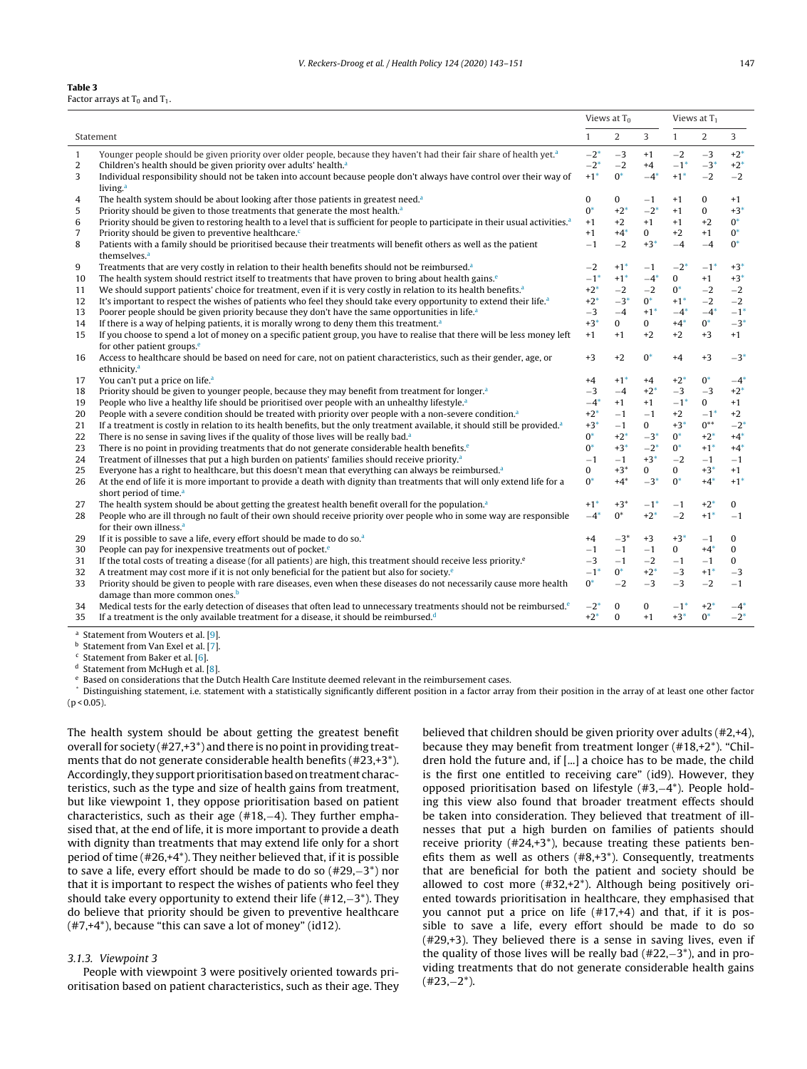**Table 3**
Factor arrays at $T_0$ and $T_1$.

| | Statement | Views at $T_0$ | | | Views at $T_1$ | | |
|---|---|---|---|---|---|---|---|
| | | 1 | 2 | 3 | 1 | 2 | 3 |
| 1 | Younger people should be given priority over older people, because they haven't had their fair share of health yet.[a] | −2* | −3 | +1 | −2 | −3 | +2* |
| 2 | Children's health should be given priority over adults' health.[a] | −2* | −2 | +4 | −1* | −3* | +2* |
| 3 | Individual responsibility should not be taken into account because people don't always have control over their way of living.[a] | +1* | 0* | −4* | +1* | −2 | −2 |
| 4 | The health system should be about looking after those patients in greatest need.[a] | 0 | 0 | −1 | +1 | 0 | +1 |
| 5 | Priority should be given to those treatments that generate the most health.[a] | 0* | +2* | −2* | +1 | 0 | +3* |
| 6 | Priority should be given to restoring health to a level that is sufficient for people to participate in their usual activities.[a] | +1 | +2 | +1 | +1 | +2 | 0* |
| 7 | Priority should be given to preventive healthcare.[c] | +1 | +4* | 0 | +2 | +1 | 0* |
| 8 | Patients with a family should be prioritised because their treatments will benefit others as well as the patient themselves.[a] | −1 | −2 | +3* | −4 | −4 | 0* |
| 9 | Treatments that are very costly in relation to their health benefits should not be reimbursed.[a] | −2 | +1* | −1 | −2* | −1* | +3* |
| 10 | The health system should restrict itself to treatments that have proven to bring about health gains.[e] | −1* | +1* | −4* | 0 | +1 | +3* |
| 11 | We should support patients' choice for treatment, even if it is very costly in relation to its health benefits.[a] | +2* | −2 | −2 | 0* | −2 | −2 |
| 12 | It's important to respect the wishes of patients who feel they should take every opportunity to extend their life.[a] | +2* | −3* | 0* | +1* | −2 | −2 |
| 13 | Poorer people should be given priority because they don't have the same opportunities in life.[a] | −3 | −4 | +1* | −4* | −4* | −1* |
| 14 | If there is a way of helping patients, it is morally wrong to deny them this treatment.[a] | +3* | 0 | 0 | +4* | 0* | −3* |
| 15 | If you choose to spend a lot of money on a specific patient group, you have to realise that there will be less money left for other patient groups.[e] | +1 | +1 | +2 | +2 | +3 | +1 |
| 16 | Access to healthcare should be based on need for care, not on patient characteristics, such as their gender, age, or ethnicity.[a] | +3 | +2 | 0* | +4 | +3 | −3* |
| 17 | You can't put a price on life.[a] | +4 | +1* | +4 | +2* | 0* | −4* |
| 18 | Priority should be given to younger people, because they may benefit from treatment for longer.[a] | −3 | −4 | +2* | −3 | −3 | +2* |
| 19 | People who live a healthy life should be prioritised over people with an unhealthy lifestyle.[a] | −4* | +1 | +1 | −1* | 0 | +1 |
| 20 | People with a severe condition should be treated with priority over people with a non-severe condition.[a] | +2* | −1 | −1 | +2 | −1* | +2 |
| 21 | If a treatment is costly in relation to its health benefits, but the only treatment available, it should still be provided.[a] | +3* | −1 | 0 | +3* | 0** | −2* |
| 22 | There is no sense in saving lives if the quality of those lives will be really bad.[a] | 0* | +2* | −3* | 0* | +2* | +4* |
| 23 | There is no point in providing treatments that do not generate considerable health benefits.[e] | 0* | +3* | −2* | 0* | +1* | +4* |
| 24 | Treatment of illnesses that put a high burden on patients' families should receive priority.[a] | −1 | −1 | +3* | −2 | −1 | −1 |
| 25 | Everyone has a right to healthcare, but this doesn't mean that everything can always be reimbursed.[a] | 0 | +3* | 0 | 0 | +3* | +1 |
| 26 | At the end of life it is more important to provide a death with dignity than treatments that will only extend life for a short period of time.[a] | 0* | +4* | −3* | 0* | +4* | +1* |
| 27 | The health system should be about getting the greatest health benefit overall for the population.[a] | +1* | +3* | −1* | −1 | +2* | 0 |
| 28 | People who are ill through no fault of their own should receive priority over people who in some way are responsible for their own illness.[a] | −4* | 0* | +2* | −2 | +1* | −1 |
| 29 | If it is possible to save a life, every effort should be made to do so.[a] | +4 | −3* | +3 | +3* | −1 | 0 |
| 30 | People can pay for inexpensive treatments out of pocket.[e] | −1 | −1 | −1 | 0 | +4* | 0 |
| 31 | If the total costs of treating a disease (for all patients) are high, this treatment should receive less priority.[e] | −3 | −1 | −2 | −1 | −1 | 0 |
| 32 | A treatment may cost more if it is not only beneficial for the patient but also for society.[e] | −1* | 0* | +2* | −3 | +1* | −3 |
| 33 | Priority should be given to people with rare diseases, even when these diseases do not necessarily cause more health damage than more common ones.[b] | 0* | −2 | −3 | −3 | −2 | −1 |
| 34 | Medical tests for the early detection of diseases that often lead to unnecessary treatments should not be reimbursed.[e] | −2* | 0 | 0 | −1* | +2* | −4* |
| 35 | If a treatment is the only available treatment for a disease, it should be reimbursed.[d] | +2* | 0 | +1 | +3* | 0* | −2* |

[a] Statement from Wouters et al. [9].
[b] Statement from Van Exel et al. [7].
[c] Statement from Baker et al. [6].
[d] Statement from McHugh et al. [8].
[e] Based on considerations that the Dutch Health Care Institute deemed relevant in the reimbursement cases.
[*] Distinguishing statement, i.e. statement with a statistically significantly different position in a factor array from their position in the array of at least one other factor ($p < 0.05$).

The health system should be about getting the greatest benefit overall for society (#27,+3*) and there is no point in providing treatments that do not generate considerable health benefits (#23,+3*). Accordingly, they support prioritisation based on treatment characteristics, such as the type and size of health gains from treatment, but like viewpoint 1, they oppose prioritisation based on patient characteristics, such as their age (#18,−4). They further emphasised that, at the end of life, it is more important to provide a death with dignity than treatments that may extend life only for a short period of time (#26,+4*). They neither believed that, if it is possible to save a life, every effort should be made to do so (#29,−3*) nor that it is important to respect the wishes of patients who feel they should take every opportunity to extend their life (#12,−3*). They do believe that priority should be given to preventive healthcare (#7,+4*), because "this can save a lot of money" (id12).

### 3.1.3. Viewpoint 3

People with viewpoint 3 were positively oriented towards prioritisation based on patient characteristics, such as their age. They believed that children should be given priority over adults (#2,+4), because they may benefit from treatment longer (#18,+2*). "Children hold the future and, if [...] a choice has to be made, the child is the first one entitled to receiving care" (id9). However, they opposed prioritisation based on lifestyle (#3,−4*). People holding this view also found that broader treatment effects should be taken into consideration. They believed that treatment of illnesses that put a high burden on families of patients should receive priority (#24,+3*), because treating these patients benefits them as well as others (#8,+3*). Consequently, treatments that are beneficial for both the patient and society should be allowed to cost more (#32,+2*). Although being positively oriented towards prioritisation in healthcare, they emphasised that you cannot put a price on life (#17,+4) and that, if it is possible to save a life, every effort should be made to do so (#29,+3). They believed there is a sense in saving lives, even if the quality of those lives will be really bad (#22,−3*), and in providing treatments that do not generate considerable health gains (#23,−2*).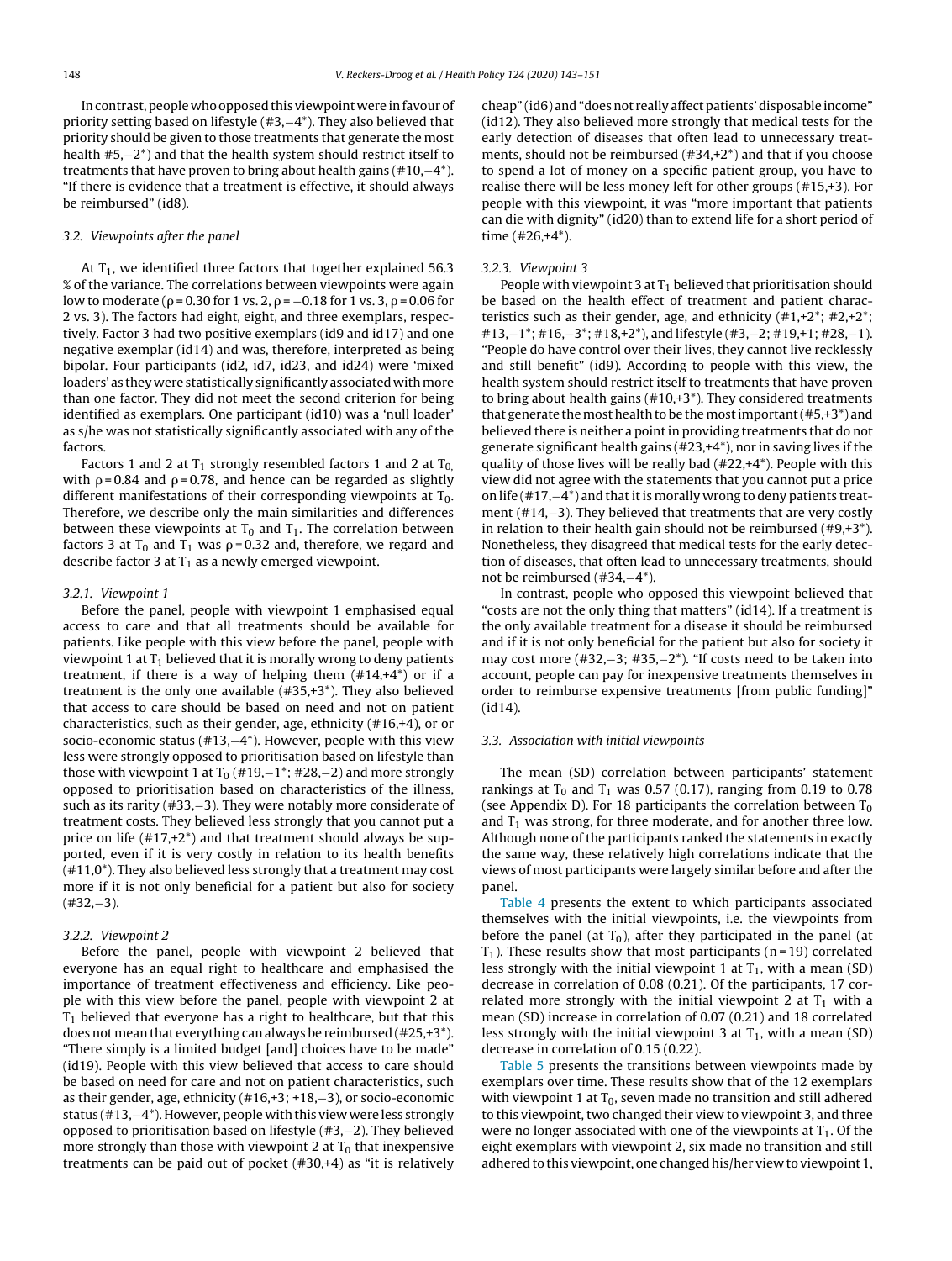In contrast, people who opposed this viewpoint were in favour of priority setting based on lifestyle (#3,−4*). They also believed that priority should be given to those treatments that generate the most health #5,−2*) and that the health system should restrict itself to treatments that have proven to bring about health gains (#10,−4*). "If there is evidence that a treatment is effective, it should always be reimbursed" (id8).

### 3.2. Viewpoints after the panel

At $T_1$, we identified three factors that together explained 56.3 % of the variance. The correlations between viewpoints were again low to moderate ($\rho = 0.30$ for 1 vs. 2, $\rho = -0.18$ for 1 vs. 3, $\rho = 0.06$ for 2 vs. 3). The factors had eight, eight, and three exemplars, respectively. Factor 3 had two positive exemplars (id9 and id17) and one negative exemplar (id14) and was, therefore, interpreted as being bipolar. Four participants (id2, id7, id23, and id24) were 'mixed loaders' as they were statistically significantly associated with more than one factor. They did not meet the second criterion for being identified as exemplars. One participant (id10) was a 'null loader' as s/he was not statistically significantly associated with any of the factors.

Factors 1 and 2 at $T_1$ strongly resembled factors 1 and 2 at $T_0$, with $\rho = 0.84$ and $\rho = 0.78$, and hence can be regarded as slightly different manifestations of their corresponding viewpoints at $T_0$. Therefore, we describe only the main similarities and differences between these viewpoints at $T_0$ and $T_1$. The correlation between factors 3 at $T_0$ and $T_1$ was $\rho = 0.32$ and, therefore, we regard and describe factor 3 at $T_1$ as a newly emerged viewpoint.

#### 3.2.1. Viewpoint 1

Before the panel, people with viewpoint 1 emphasised equal access to care and that all treatments should be available for patients. Like people with this view before the panel, people with viewpoint 1 at $T_1$ believed that it is morally wrong to deny patients treatment, if there is a way of helping them (#14,+4*) or if a treatment is the only one available (#35,+3*). They also believed that access to care should be based on need and not on patient characteristics, such as their gender, age, ethnicity (#16,+4), or or socio-economic status (#13,−4*). However, people with this view less were strongly opposed to prioritisation based on lifestyle than those with viewpoint 1 at $T_0$ (#19,−1*; #28,−2) and more strongly opposed to prioritisation based on characteristics of the illness, such as its rarity (#33,−3). They were notably more considerate of treatment costs. They believed less strongly that you cannot put a price on life (#17,+2*) and that treatment should always be supported, even if it is very costly in relation to its health benefits (#11,0*). They also believed less strongly that a treatment may cost more if it is not only beneficial for a patient but also for society (#32,−3).

#### 3.2.2. Viewpoint 2

Before the panel, people with viewpoint 2 believed that everyone has an equal right to healthcare and emphasised the importance of treatment effectiveness and efficiency. Like people with this view before the panel, people with viewpoint 2 at $T_1$ believed that everyone has a right to healthcare, but that this does not mean that everything can always be reimbursed (#25,+3*). "There simply is a limited budget [and] choices have to be made" (id19). People with this view believed that access to care should be based on need for care and not on patient characteristics, such as their gender, age, ethnicity (#16,+3; +18,−3), or socio-economic status (#13,−4*). However, people with this view were less strongly opposed to prioritisation based on lifestyle (#3,−2). They believed more strongly than those with viewpoint 2 at $T_0$ that inexpensive treatments can be paid out of pocket (#30,+4) as "it is relatively cheap" (id6) and "does not really affect patients' disposable income" (id12). They also believed more strongly that medical tests for the early detection of diseases that often lead to unnecessary treatments, should not be reimbursed (#34,+2*) and that if you choose to spend a lot of money on a specific patient group, you have to realise there will be less money left for other groups (#15,+3). For people with this viewpoint, it was "more important that patients can die with dignity" (id20) than to extend life for a short period of time (#26,+4*).

#### 3.2.3. Viewpoint 3

People with viewpoint 3 at $T_1$ believed that prioritisation should be based on the health effect of treatment and patient characteristics such as their gender, age, and ethnicity (#1,+2*; #2,+2*; #13,−1*; #16,−3*; #18,+2*), and lifestyle (#3,−2; #19,+1; #28,−1). "People do have control over their lives, they cannot live recklessly and still benefit" (id9). According to people with this view, the health system should restrict itself to treatments that have proven to bring about health gains (#10,+3*). They considered treatments that generate the most health to be the most important (#5,+3*) and believed there is neither a point in providing treatments that do not generate significant health gains (#23,+4*), nor in saving lives if the quality of those lives will be really bad (#22,+4*). People with this view did not agree with the statements that you cannot put a price on life (#17,−4*) and that it is morally wrong to deny patients treatment (#14,−3). They believed that treatments that are very costly in relation to their health gain should not be reimbursed (#9,+3*). Nonetheless, they disagreed that medical tests for the early detection of diseases, that often lead to unnecessary treatments, should not be reimbursed (#34,−4*).

In contrast, people who opposed this viewpoint believed that "costs are not the only thing that matters" (id14). If a treatment is the only available treatment for a disease it should be reimbursed and if it is not only beneficial for the patient but also for society it may cost more (#32,−3; #35,−2*). "If costs need to be taken into account, people can pay for inexpensive treatments themselves in order to reimburse expensive treatments [from public funding]" (id14).

### 3.3. Association with initial viewpoints

The mean (SD) correlation between participants' statement rankings at $T_0$ and $T_1$ was 0.57 (0.17), ranging from 0.19 to 0.78 (see Appendix D). For 18 participants the correlation between $T_0$ and $T_1$ was strong, for three moderate, and for another three low. Although none of the participants ranked the statements in exactly the same way, these relatively high correlations indicate that the views of most participants were largely similar before and after the panel.

Table 4 presents the extent to which participants associated themselves with the initial viewpoints, i.e. the viewpoints from before the panel (at $T_0$), after they participated in the panel (at $T_1$). These results show that most participants ($n = 19$) correlated less strongly with the initial viewpoint 1 at $T_1$, with a mean (SD) decrease in correlation of 0.08 (0.21). Of the participants, 17 correlated more strongly with the initial viewpoint 2 at $T_1$ with a mean (SD) increase in correlation of 0.07 (0.21) and 18 correlated less strongly with the initial viewpoint 3 at $T_1$, with a mean (SD) decrease in correlation of 0.15 (0.22).

Table 5 presents the transitions between viewpoints made by exemplars over time. These results show that of the 12 exemplars with viewpoint 1 at $T_0$, seven made no transition and still adhered to this viewpoint, two changed their view to viewpoint 3, and three were no longer associated with one of the viewpoints at $T_1$. Of the eight exemplars with viewpoint 2, six made no transition and still adhered to this viewpoint, one changed his/her view to viewpoint 1,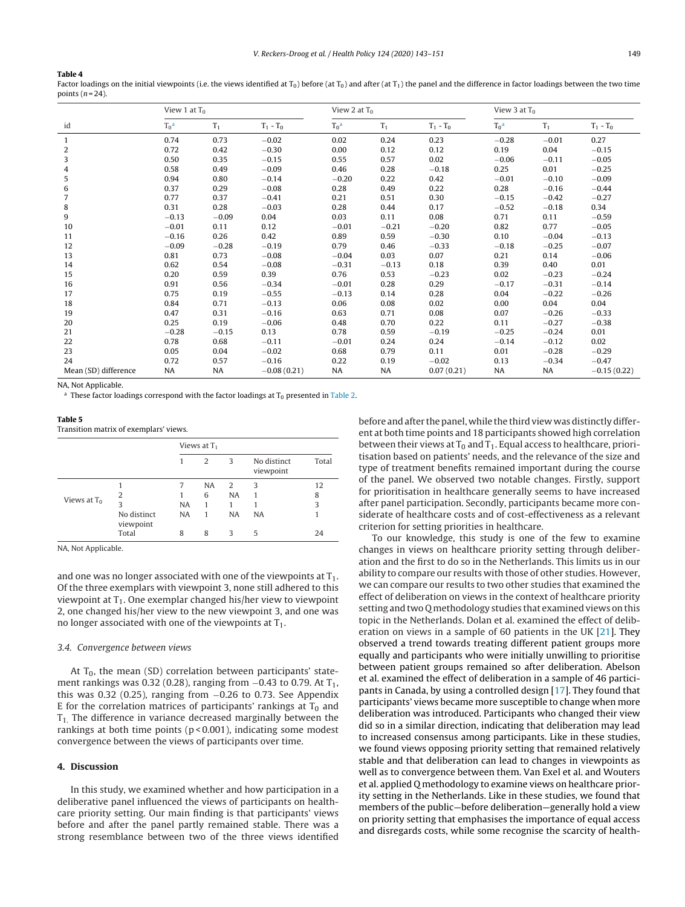**Table 4**

Factor loadings on the initial viewpoints (i.e. the views identified at $T_0$) before (at $T_0$) and after (at $T_1$) the panel and the difference in factor loadings between the two time points ($n = 24$).

| id | View 1 at $T_0$ | | | View 2 at $T_0$ | | | View 3 at $T_0$ | | |
|---|---|---|---|---|---|---|---|---|---|
| | $T_0$[a] | $T_1$ | $T_1$ - $T_0$ | $T_0$[a] | $T_1$ | $T_1$ - $T_0$ | $T_0$[a] | $T_1$ | $T_1$ - $T_0$ |
| 1 | 0.74 | 0.73 | −0.02 | 0.02 | 0.24 | 0.23 | −0.28 | −0.01 | 0.27 |
| 2 | 0.72 | 0.42 | −0.30 | 0.00 | 0.12 | 0.12 | 0.19 | 0.04 | −0.15 |
| 3 | 0.50 | 0.35 | −0.15 | 0.55 | 0.57 | 0.02 | −0.06 | −0.11 | −0.05 |
| 4 | 0.58 | 0.49 | −0.09 | 0.46 | 0.28 | −0.18 | 0.25 | 0.01 | −0.25 |
| 5 | 0.94 | 0.80 | −0.14 | −0.20 | 0.22 | 0.42 | −0.01 | −0.10 | −0.09 |
| 6 | 0.37 | 0.29 | −0.08 | 0.28 | 0.49 | 0.22 | 0.28 | −0.16 | −0.44 |
| 7 | 0.77 | 0.37 | −0.41 | 0.21 | 0.51 | 0.30 | −0.15 | −0.42 | −0.27 |
| 8 | 0.31 | 0.28 | −0.03 | 0.28 | 0.44 | 0.17 | −0.52 | −0.18 | 0.34 |
| 9 | −0.13 | −0.09 | 0.04 | 0.03 | 0.11 | 0.08 | 0.71 | 0.11 | −0.59 |
| 10 | −0.01 | 0.11 | 0.12 | −0.01 | −0.21 | −0.20 | 0.82 | 0.77 | −0.05 |
| 11 | −0.16 | 0.26 | 0.42 | 0.89 | 0.59 | −0.30 | 0.10 | −0.04 | −0.13 |
| 12 | −0.09 | −0.28 | −0.19 | 0.79 | 0.46 | −0.33 | −0.18 | −0.25 | −0.07 |
| 13 | 0.81 | 0.73 | −0.08 | −0.04 | 0.03 | 0.07 | 0.21 | 0.14 | −0.06 |
| 14 | 0.62 | 0.54 | −0.08 | −0.31 | −0.13 | 0.18 | 0.39 | 0.40 | 0.01 |
| 15 | 0.20 | 0.59 | 0.39 | 0.76 | 0.53 | −0.23 | 0.02 | −0.23 | −0.24 |
| 16 | 0.91 | 0.56 | −0.34 | −0.01 | 0.28 | 0.29 | −0.17 | −0.31 | −0.14 |
| 17 | 0.75 | 0.19 | −0.55 | −0.13 | 0.14 | 0.28 | 0.04 | −0.22 | −0.26 |
| 18 | 0.84 | 0.71 | −0.13 | 0.06 | 0.08 | 0.02 | 0.00 | 0.04 | 0.04 |
| 19 | 0.47 | 0.31 | −0.16 | 0.63 | 0.71 | 0.08 | 0.07 | −0.26 | −0.33 |
| 20 | 0.25 | 0.19 | −0.06 | 0.48 | 0.70 | 0.22 | 0.11 | −0.27 | −0.38 |
| 21 | −0.28 | −0.15 | 0.13 | 0.78 | 0.59 | −0.19 | −0.25 | −0.24 | 0.01 |
| 22 | 0.78 | 0.68 | −0.11 | −0.01 | 0.24 | 0.24 | −0.14 | −0.12 | 0.02 |
| 23 | 0.05 | 0.04 | −0.02 | 0.68 | 0.79 | 0.11 | 0.01 | −0.28 | −0.29 |
| 24 | 0.72 | 0.57 | −0.16 | 0.22 | 0.19 | −0.02 | 0.13 | −0.34 | −0.47 |
| Mean (SD) difference | NA | NA | −0.08 (0.21) | NA | NA | 0.07 (0.21) | NA | NA | −0.15 (0.22) |

NA, Not Applicable.

[a] These factor loadings correspond with the factor loadings at $T_0$ presented in Table 2.

**Table 5**

Transition matrix of exemplars' views.

| | | Views at $T_1$ | | | | |
|---|---|---|---|---|---|---|
| | | 1 | 2 | 3 | No distinct viewpoint | Total |
| Views at $T_0$ | 1 | 7 | NA | 2 | 3 | 12 |
| | 2 | 1 | 6 | NA | 1 | 8 |
| | 3 | NA | 1 | 1 | 1 | 3 |
| | No distinct viewpoint | NA | 1 | NA | NA | 1 |
| | Total | 8 | 8 | 3 | 5 | 24 |

NA, Not Applicable.

and one was no longer associated with one of the viewpoints at $T_1$. Of the three exemplars with viewpoint 3, none still adhered to this viewpoint at $T_1$. One exemplar changed his/her view to viewpoint 2, one changed his/her view to the new viewpoint 3, and one was no longer associated with one of the viewpoints at $T_1$.

### 3.4. Convergence between views

At $T_0$, the mean (SD) correlation between participants' statement rankings was 0.32 (0.28), ranging from −0.43 to 0.79. At $T_1$, this was 0.32 (0.25), ranging from −0.26 to 0.73. See Appendix E for the correlation matrices of participants' rankings at $T_0$ and $T_1$. The difference in variance decreased marginally between the rankings at both time points ($p < 0.001$), indicating some modest convergence between the views of participants over time.

## 4. Discussion

In this study, we examined whether and how participation in a deliberative panel influenced the views of participants on healthcare priority setting. Our main finding is that participants' views before and after the panel partly remained stable. There was a strong resemblance between two of the three views identified before and after the panel, while the third view was distinctly different at both time points and 18 participants showed high correlation between their views at $T_0$ and $T_1$. Equal access to healthcare, prioritisation based on patients' needs, and the relevance of the size and type of treatment benefits remained important during the course of the panel. We observed two notable changes. Firstly, support for prioritisation in healthcare generally seems to have increased after panel participation. Secondly, participants became more considerate of healthcare costs and of cost-effectiveness as a relevant criterion for setting priorities in healthcare.

To our knowledge, this study is one of the few to examine changes in views on healthcare priority setting through deliberation and the first to do so in the Netherlands. This limits us in our ability to compare our results with those of other studies. However, we can compare our results to two other studies that examined the effect of deliberation on views in the context of healthcare priority setting and two Q methodology studies that examined views on this topic in the Netherlands. Dolan et al. examined the effect of deliberation on views in a sample of 60 patients in the UK [21]. They observed a trend towards treating different patient groups more equally and participants who were initially unwilling to prioritise between patient groups remained so after deliberation. Abelson et al. examined the effect of deliberation in a sample of 46 participants in Canada, by using a controlled design [17]. They found that participants' views became more susceptible to change when more deliberation was introduced. Participants who changed their view did so in a similar direction, indicating that deliberation may lead to increased consensus among participants. Like in these studies, we found views opposing priority setting that remained relatively stable and that deliberation can lead to changes in viewpoints as well as to convergence between them. Van Exel et al. and Wouters et al. applied Q methodology to examine views on healthcare priority setting in the Netherlands. Like in these studies, we found that members of the public—before deliberation—generally hold a view on priority setting that emphasises the importance of equal access and disregards costs, while some recognise the scarcity of health-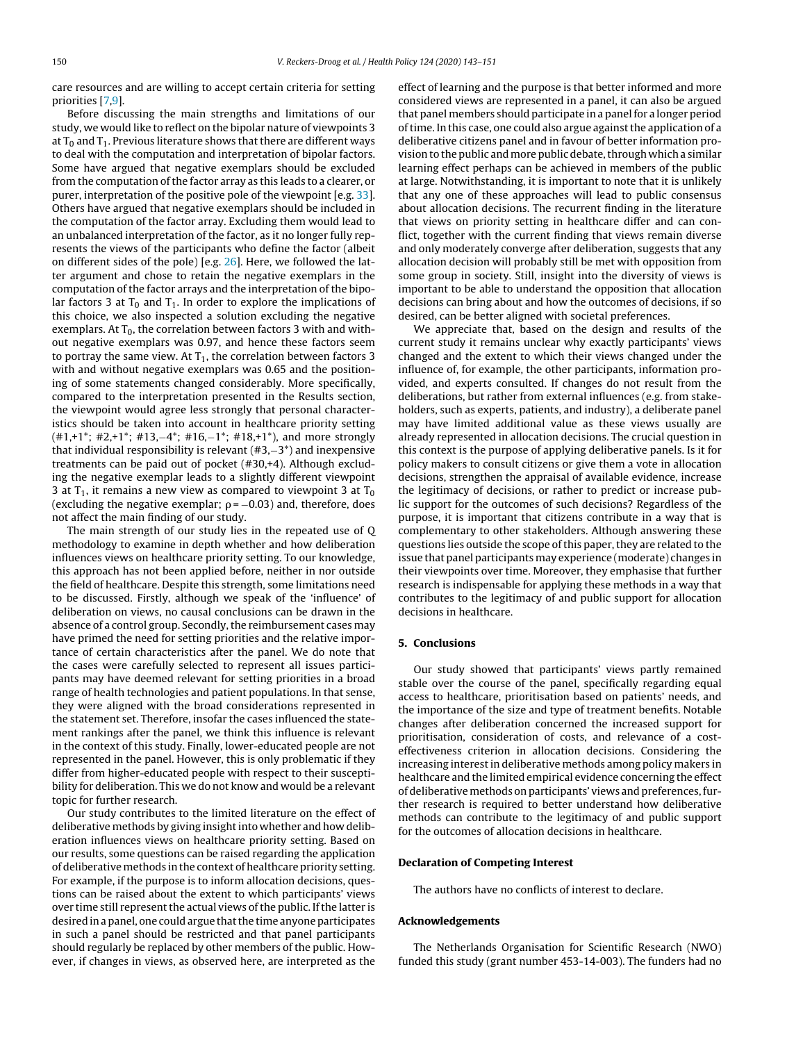care resources and are willing to accept certain criteria for setting priorities [7,9].

Before discussing the main strengths and limitations of our study, we would like to reflect on the bipolar nature of viewpoints 3 at $T_0$ and $T_1$. Previous literature shows that there are different ways to deal with the computation and interpretation of bipolar factors. Some have argued that negative exemplars should be excluded from the computation of the factor array as this leads to a clearer, or purer, interpretation of the positive pole of the viewpoint [e.g. 33]. Others have argued that negative exemplars should be included in the computation of the factor array. Excluding them would lead to an unbalanced interpretation of the factor, as it no longer fully represents the views of the participants who define the factor (albeit on different sides of the pole) [e.g. 26]. Here, we followed the latter argument and chose to retain the negative exemplars in the computation of the factor arrays and the interpretation of the bipolar factors 3 at $T_0$ and $T_1$. In order to explore the implications of this choice, we also inspected a solution excluding the negative exemplars. At $T_0$, the correlation between factors 3 with and without negative exemplars was 0.97, and hence these factors seem to portray the same view. At $T_1$, the correlation between factors 3 with and without negative exemplars was 0.65 and the positioning of some statements changed considerably. More specifically, compared to the interpretation presented in the Results section, the viewpoint would agree less strongly that personal characteristics should be taken into account in healthcare priority setting (#1,+1*; #2,+1*; #13,−4*; #16,−1*; #18,+1*), and more strongly that individual responsibility is relevant (#3,−3*) and inexpensive treatments can be paid out of pocket (#30,+4). Although excluding the negative exemplar leads to a slightly different viewpoint 3 at $T_1$, it remains a new view as compared to viewpoint 3 at $T_0$ (excluding the negative exemplar; $\rho = -0.03$) and, therefore, does not affect the main finding of our study.

The main strength of our study lies in the repeated use of Q methodology to examine in depth whether and how deliberation influences views on healthcare priority setting. To our knowledge, this approach has not been applied before, neither in nor outside the field of healthcare. Despite this strength, some limitations need to be discussed. Firstly, although we speak of the 'influence' of deliberation on views, no causal conclusions can be drawn in the absence of a control group. Secondly, the reimbursement cases may have primed the need for setting priorities and the relative importance of certain characteristics after the panel. We do note that the cases were carefully selected to represent all issues participants may have deemed relevant for setting priorities in a broad range of health technologies and patient populations. In that sense, they were aligned with the broad considerations represented in the statement set. Therefore, insofar the cases influenced the statement rankings after the panel, we think this influence is relevant in the context of this study. Finally, lower-educated people are not represented in the panel. However, this is only problematic if they differ from higher-educated people with respect to their susceptibility for deliberation. This we do not know and would be a relevant topic for further research.

Our study contributes to the limited literature on the effect of deliberative methods by giving insight into whether and how deliberation influences views on healthcare priority setting. Based on our results, some questions can be raised regarding the application of deliberative methods in the context of healthcare priority setting. For example, if the purpose is to inform allocation decisions, questions can be raised about the extent to which participants' views over time still represent the actual views of the public. If the latter is desired in a panel, one could argue that the time anyone participates in such a panel should be restricted and that panel participants should regularly be replaced by other members of the public. However, if changes in views, as observed here, are interpreted as the effect of learning and the purpose is that better informed and more considered views are represented in a panel, it can also be argued that panel members should participate in a panel for a longer period of time. In this case, one could also argue against the application of a deliberative citizens panel and in favour of better information provision to the public and more public debate, through which a similar learning effect perhaps can be achieved in members of the public at large. Notwithstanding, it is important to note that it is unlikely that any one of these approaches will lead to public consensus about allocation decisions. The recurrent finding in the literature that views on priority setting in healthcare differ and can conflict, together with the current finding that views remain diverse and only moderately converge after deliberation, suggests that any allocation decision will probably still be met with opposition from some group in society. Still, insight into the diversity of views is important to be able to understand the opposition that allocation decisions can bring about and how the outcomes of decisions, if so desired, can be better aligned with societal preferences.

We appreciate that, based on the design and results of the current study it remains unclear why exactly participants' views changed and the extent to which their views changed under the influence of, for example, the other participants, information provided, and experts consulted. If changes do not result from the deliberations, but rather from external influences (e.g. from stakeholders, such as experts, patients, and industry), a deliberate panel may have limited additional value as these views usually are already represented in allocation decisions. The crucial question in this context is the purpose of applying deliberative panels. Is it for policy makers to consult citizens or give them a vote in allocation decisions, strengthen the appraisal of available evidence, increase the legitimacy of decisions, or rather to predict or increase public support for the outcomes of such decisions? Regardless of the purpose, it is important that citizens contribute in a way that is complementary to other stakeholders. Although answering these questions lies outside the scope of this paper, they are related to the issue that panel participants may experience (moderate) changes in their viewpoints over time. Moreover, they emphasise that further research is indispensable for applying these methods in a way that contributes to the legitimacy of and public support for allocation decisions in healthcare.

## 5. Conclusions

Our study showed that participants' views partly remained stable over the course of the panel, specifically regarding equal access to healthcare, prioritisation based on patients' needs, and the importance of the size and type of treatment benefits. Notable changes after deliberation concerned the increased support for prioritisation, consideration of costs, and relevance of a cost-effectiveness criterion in allocation decisions. Considering the increasing interest in deliberative methods among policy makers in healthcare and the limited empirical evidence concerning the effect of deliberative methods on participants' views and preferences, further research is required to better understand how deliberative methods can contribute to the legitimacy of and public support for the outcomes of allocation decisions in healthcare.

## Declaration of Competing Interest

The authors have no conflicts of interest to declare.

## Acknowledgements

The Netherlands Organisation for Scientific Research (NWO) funded this study (grant number 453-14-003). The funders had no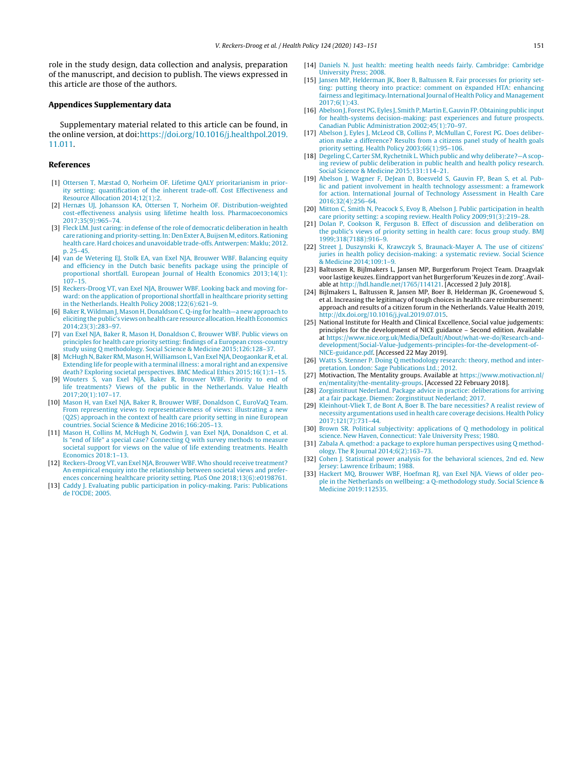role in the study design, data collection and analysis, preparation of the manuscript, and decision to publish. The views expressed in this article are those of the authors.

### Appendices Supplementary data

Supplementary material related to this article can be found, in the online version, at doi:https://doi.org/10.1016/j.healthpol.2019.11.011.

## References

[1] Ottersen T, Mæstad O, Norheim OF. Lifetime QALY prioritarianism in priority setting: quantification of the inherent trade-off. Cost Effectiveness and Resource Allocation 2014;12(1):2.

[2] Hernæs UJ, Johansson KA, Ottersen T, Norheim OF. Distribution-weighted cost-effectiveness analysis using lifetime health loss. Pharmacoeconomics 2017;35(9):965–74.

[3] Fleck LM. Just caring: in defense of the role of democratic deliberation in health care rationing and priority-setting. In: Den Exter A, Buijsen M, editors. Rationing health care. Hard choices and unavoidable trade-offs. Antwerpen: Maklu; 2012. p. 25–45.

[4] van de Wetering EJ, Stolk EA, van Exel NJA, Brouwer WBF. Balancing equity and efficiency in the Dutch basic benefits package using the principle of proportional shortfall. European Journal of Health Economics 2013;14(1):107–15.

[5] Reckers-Droog VT, van Exel NJA, Brouwer WBF. Looking back and moving forward: on the application of proportional shortfall in healthcare priority setting in the Netherlands. Health Policy 2008;122(6):621–9.

[6] Baker R, Wildman J, Mason H, Donaldson C. Q-ing for health—a new approach to eliciting the public's views on health care resource allocation. Health Economics 2014;23(3):283–97.

[7] van Exel NJA, Baker R, Mason H, Donaldson C, Brouwer WBF. Public views on principles for health care priority setting: findings of a European cross-country study using Q methodology. Social Science & Medicine 2015;126:128–37.

[8] McHugh N, Baker RM, Mason H, Williamson L, Van Exel NJA, Deogaonkar R, et al. Extending life for people with a terminal illness: a moral right and an expensive death? Exploring societal perspectives. BMC Medical Ethics 2015;16(1):1–15.

[9] Wouters S, van Exel NJA, Baker R, Brouwer WBF. Priority to end of life treatments? Views of the public in the Netherlands. Value Health 2017;20(1):107–17.

[10] Mason H, van Exel NJA, Baker R, Brouwer WBF, Donaldson C, EuroVaQ Team. From representing views to representativeness of views: illustrating a new (Q2S) approach in the context of health care priority setting in nine European countries. Social Science & Medicine 2016;166:205–13.

[11] Mason H, Collins M, McHugh N, Godwin J, van Exel NJA, Donaldson C, et al. Is "end of life" a special case? Connecting Q with survey methods to measure societal support for views on the value of life extending treatments. Health Economics 2018:1–13.

[12] Reckers-Droog VT, van Exel NJA, Brouwer WBF. Who should receive treatment? An empirical enquiry into the relationship between societal views and preferences concerning healthcare priority setting. PLoS One 2018;13(6):e0198761.

[13] Caddy J. Evaluating public participation in policy-making. Paris: Publications de l'OCDE; 2005.

[14] Daniels N. Just health: meeting health needs fairly. Cambridge: Cambridge University Press; 2008.

[15] Jansen MP, Helderman JK, Boer B, Baltussen R. Fair processes for priority setting: putting theory into practice: comment on ëxpanded HTA: enhancing fairness and legitimacy. International Journal of Health Policy and Management 2017;6(1):43.

[16] Abelson J, Forest PG, Eyles J, Smith P, Martin E, Gauvin FP. Obtaining public input for health-systems decision-making: past experiences and future prospects. Canadian Public Administration 2002;45(1):70–97.

[17] Abelson J, Eyles J, McLeod CB, Collins P, McMullan C, Forest PG. Does deliberation make a difference? Results from a citizens panel study of health goals priority setting. Health Policy 2003;66(1):95–106.

[18] Degeling C, Carter SM, Rychetnik L. Which public and why deliberate?—A scoping review of public deliberation in public health and health policy research. Social Science & Medicine 2015;131:114–21.

[19] Abelson J, Wagner F, DeJean D, Boesveld S, Gauvin FP, Bean S, et al. Public and patient involvement in health technology assessment: a framework for action. International Journal of Technology Assessment in Health Care 2016;32(4):256–64.

[20] Mitton C, Smith N, Peacock S, Evoy B, Abelson J. Public participation in health care priority setting: a scoping review. Health Policy 2009;91(3):219–28.

[21] Dolan P, Cookson R, Ferguson B. Effect of discussion and deliberation on the public's views of priority setting in health care: focus group study. BMJ 1999;318(7188):916–9.

[22] Street J, Duszynski K, Krawczyk S, Braunack-Mayer A. The use of citizens' juries in health policy decision-making: a systematic review. Social Science & Medicine 2014;109:1–9.

[23] Baltussen R, Bijlmakers L, Jansen MP, Burgerforum Project Team. Draagvlak voor lastige keuzes. Eindrapport van het Burgerforum 'Keuzes in de zorg'. Available at http://hdl.handle.net/1765/114121. [Accessed 2 July 2018].

[24] Bijlmakers L, Baltussen R, Jansen MP, Boer B, Helderman JK, Groenewoud S, et al. Increasing the legitimacy of tough choices in health care reimbursement: approach and results of a citizen forum in the Netherlands. Value Health 2019, http://dx.doi.org/10.1016/j.jval.2019.07.015.

[25] National Institute for Health and Clinical Excellence, Social value judgements: principles for the development of NICE guidance – Second edition. Available at https://www.nice.org.uk/Media/Default/About/what-we-do/Research-and-development/Social-Value-Judgements-principles-for-the-development-of-NICE-guidance.pdf. [Accessed 22 May 2019].

[26] Watts S, Stenner P. Doing Q methodology research: theory, method and interpretation. London: Sage Publications Ltd.; 2012.

[27] Motivaction, The Mentality groups. Available at https://www.motivaction.nl/en/mentality/the-mentality-groups. [Accessed 22 February 2018].

[28] Zorginstituut Nederland. Package advice in practice: deliberations for arriving at a fair package. Diemen: Zorginstituut Nederland; 2017.

[29] Kleinhout-Vliek T, de Bont A, Boer B. The bare necessities? A realist review of necessity argumentations used in health care coverage decisions. Health Policy 2017;121(7):731–44.

[30] Brown SR. Political subjectivity: applications of Q methodology in political science. New Haven, Connecticut: Yale University Press; 1980.

[31] Zabala A. qmethod: a package to explore human perspectives using Q methodology. The R Journal 2014;6(2):163–73.

[32] Cohen J. Statistical power analysis for the behavioral sciences, 2nd ed. New Jersey: Lawrence Erlbaum; 1988.

[33] Hackert MQ, Brouwer WBF, Hoefman RJ, van Exel NJA. Views of older people in the Netherlands on wellbeing: a Q-methodology study. Social Science & Medicine 2019:112535.